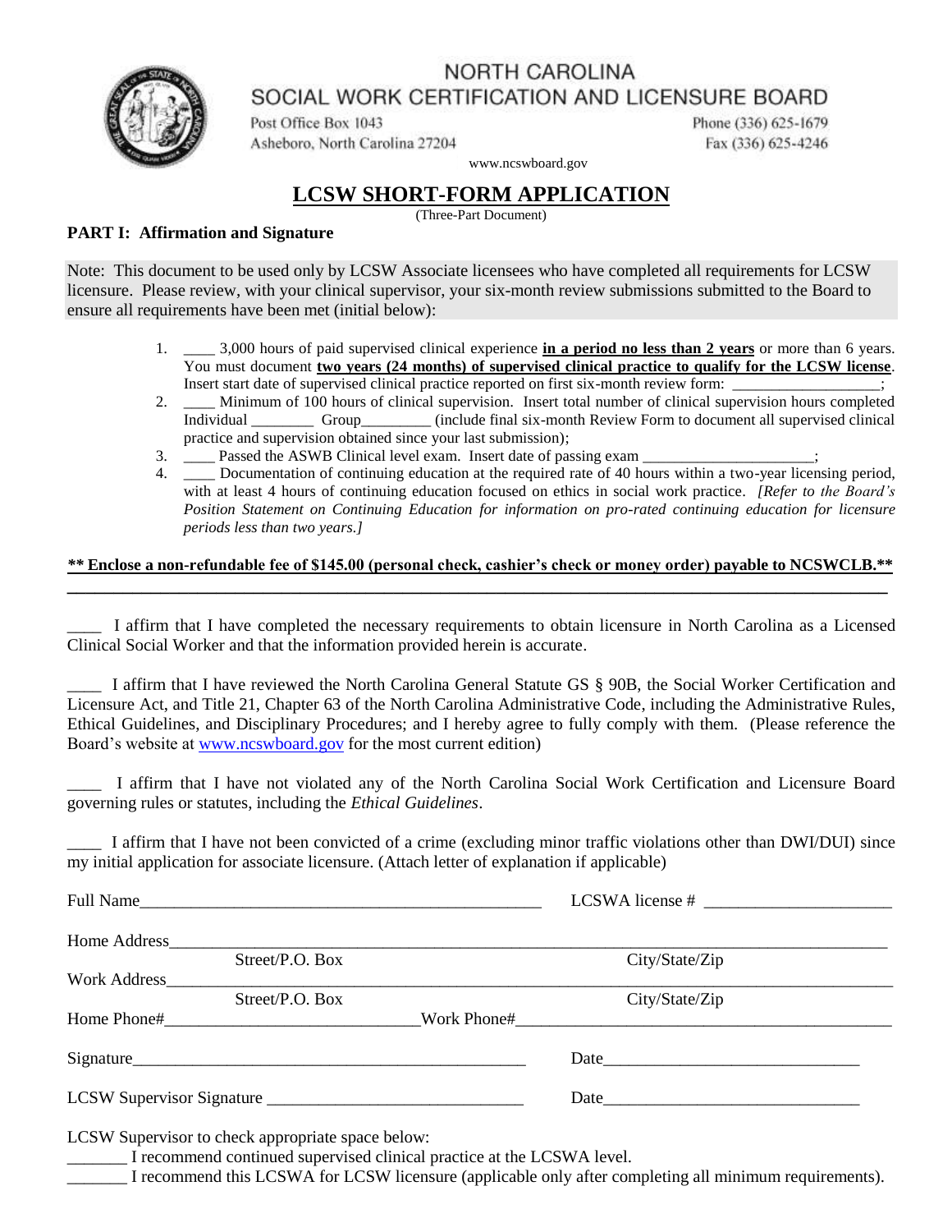# NORTH CAROLINA
# SOCIAL WORK CERTIFICATION AND LICENSURE BOARD

Post Office Box 1043
Asheboro, North Carolina 27204

Phone (336) 625-1679
Fax (336) 625-4246

www.ncswboard.gov

## LCSW SHORT-FORM APPLICATION

(Three-Part Document)

**PART I: Affirmation and Signature**

Note: This document to be used only by LCSW Associate licensees who have completed all requirements for LCSW licensure. Please review, with your clinical supervisor, your six-month review submissions submitted to the Board to ensure all requirements have been met (initial below):

1. ____ 3,000 hours of paid supervised clinical experience **in a period no less than 2 years** or more than 6 years. You must document **two years (24 months) of supervised clinical practice to qualify for the LCSW license**. Insert start date of supervised clinical practice reported on first six-month review form: __________________;
2. ____ Minimum of 100 hours of clinical supervision. Insert total number of clinical supervision hours completed Individual ________ Group________ (include final six-month Review Form to document all supervised clinical practice and supervision obtained since your last submission);
3. ____ Passed the ASWB Clinical level exam. Insert date of passing exam _____________________;
4. ____ Documentation of continuing education at the required rate of 40 hours within a two-year licensing period, with at least 4 hours of continuing education focused on ethics in social work practice. *[Refer to the Board's Position Statement on Continuing Education for information on pro-rated continuing education for licensure periods less than two years.]*

**\*\* Enclose a non-refundable fee of $145.00 (personal check, cashier's check or money order) payable to NCSWCLB.\*\***

---

____ I affirm that I have completed the necessary requirements to obtain licensure in North Carolina as a Licensed Clinical Social Worker and that the information provided herein is accurate.

____ I affirm that I have reviewed the North Carolina General Statute GS § 90B, the Social Worker Certification and Licensure Act, and Title 21, Chapter 63 of the North Carolina Administrative Code, including the Administrative Rules, Ethical Guidelines, and Disciplinary Procedures; and I hereby agree to fully comply with them. (Please reference the Board's website at www.ncswboard.gov for the most current edition)

____ I affirm that I have not violated any of the North Carolina Social Work Certification and Licensure Board governing rules or statutes, including the *Ethical Guidelines*.

____ I affirm that I have not been convicted of a crime (excluding minor traffic violations other than DWI/DUI) since my initial application for associate licensure. (Attach letter of explanation if applicable)

Full Name_______________________________________________ LCSWA license # _____________________

Home Address___________________________________________________________________________
Street/P.O. Box City/State/Zip

Work Address___________________________________________________________________________
Street/P.O. Box City/State/Zip

Home Phone#_____________________________Work Phone#_____________________________________

Signature_____________________________________________ Date_____________________________

LCSW Supervisor Signature _____________________________ Date_____________________________

LCSW Supervisor to check appropriate space below:

_______ I recommend continued supervised clinical practice at the LCSWA level.

_______ I recommend this LCSWA for LCSW licensure (applicable only after completing all minimum requirements).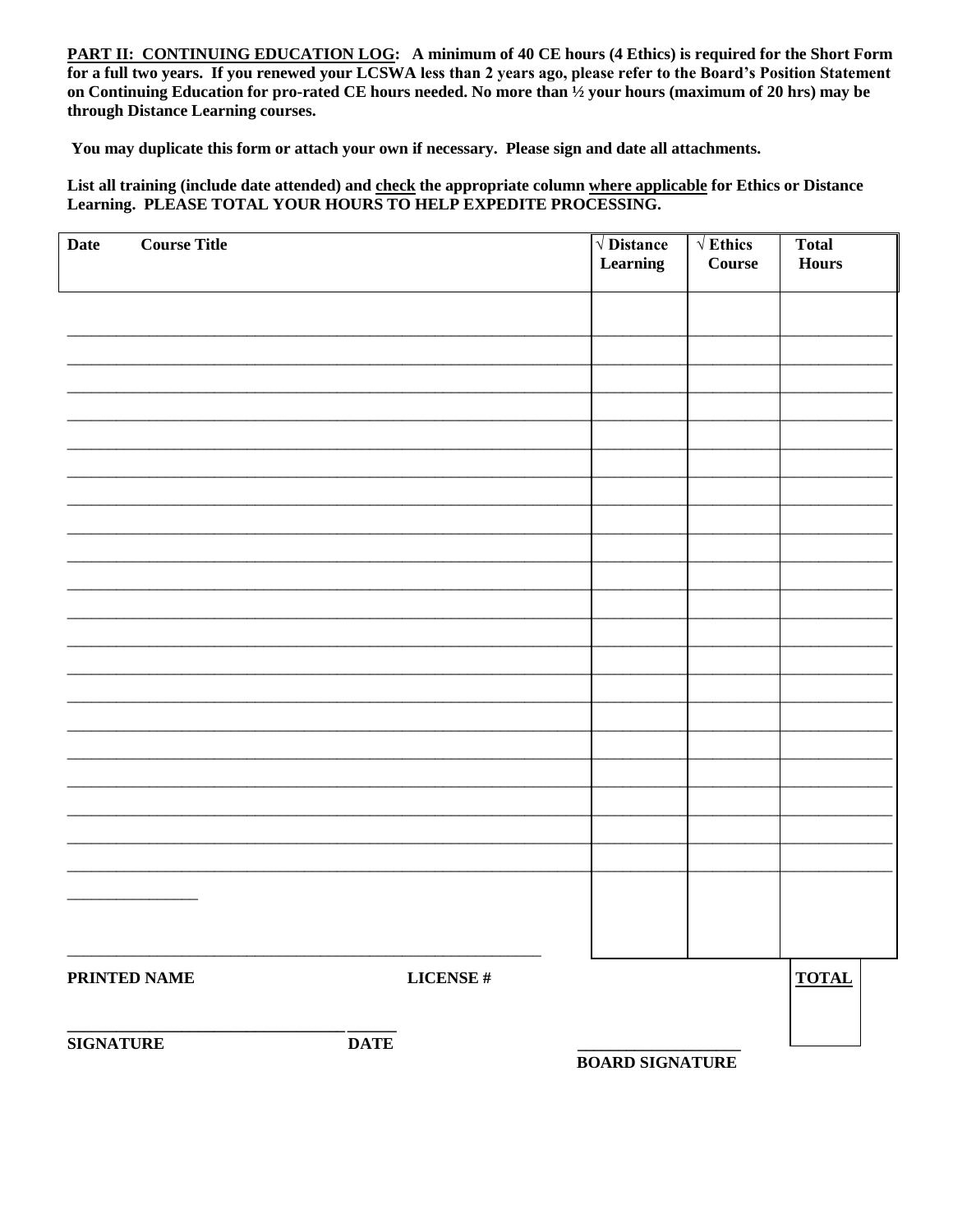**PART II: CONTINUING EDUCATION LOG: A minimum of 40 CE hours (4 Ethics) is required for the Short Form for a full two years. If you renewed your LCSWA less than 2 years ago, please refer to the Board's Position Statement on Continuing Education for pro-rated CE hours needed. No more than ½ your hours (maximum of 20 hrs) may be through Distance Learning courses.**

**You may duplicate this form or attach your own if necessary. Please sign and date all attachments.**

**List all training (include date attended) and check the appropriate column where applicable for Ethics or Distance Learning. PLEASE TOTAL YOUR HOURS TO HELP EXPEDITE PROCESSING.**

| Date | Course Title | √ Distance Learning | √ Ethics Course | Total Hours |
|---|---|---|---|---|
| | | | | |
| | | | | |
| | | | | |
| | | | | |
| | | | | |
| | | | | |
| | | | | |
| | | | | |
| | | | | |
| | | | | |
| | | | | |
| | | | | |
| | | | | |
| | | | | |
| | | | | |
| | | | | |
| | | | | |
| | | | | |
| | | | | |
| | | | | |
| | | | | |
| | | | | |

**PRINTED NAME** **LICENSE #**

**TOTAL**

**SIGNATURE** **DATE**

**BOARD SIGNATURE**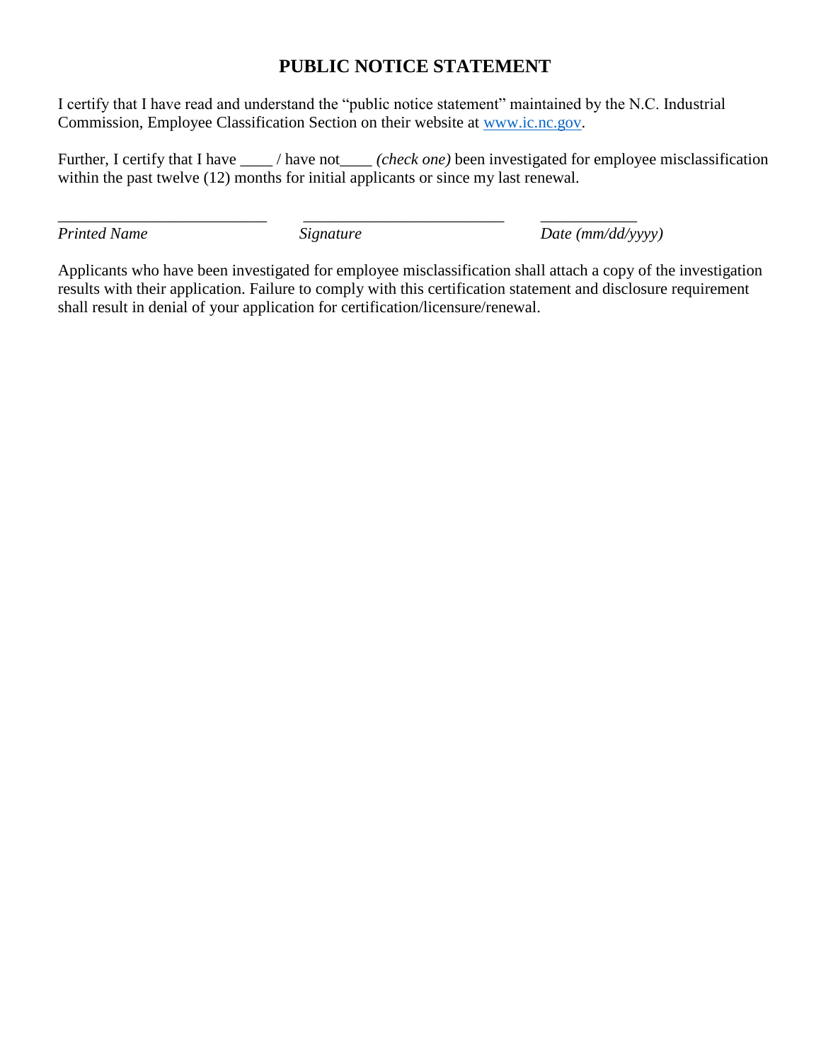# PUBLIC NOTICE STATEMENT

I certify that I have read and understand the "public notice statement" maintained by the N.C. Industrial Commission, Employee Classification Section on their website at www.ic.nc.gov.

Further, I certify that I have ____ / have not____ *(check one)* been investigated for employee misclassification within the past twelve (12) months for initial applicants or since my last renewal.

| | | |
|---|---|---|
| ___________________________ | __________________________ | ____________ |
| *Printed Name* | *Signature* | *Date (mm/dd/yyyy)* |

Applicants who have been investigated for employee misclassification shall attach a copy of the investigation results with their application. Failure to comply with this certification statement and disclosure requirement shall result in denial of your application for certification/licensure/renewal.